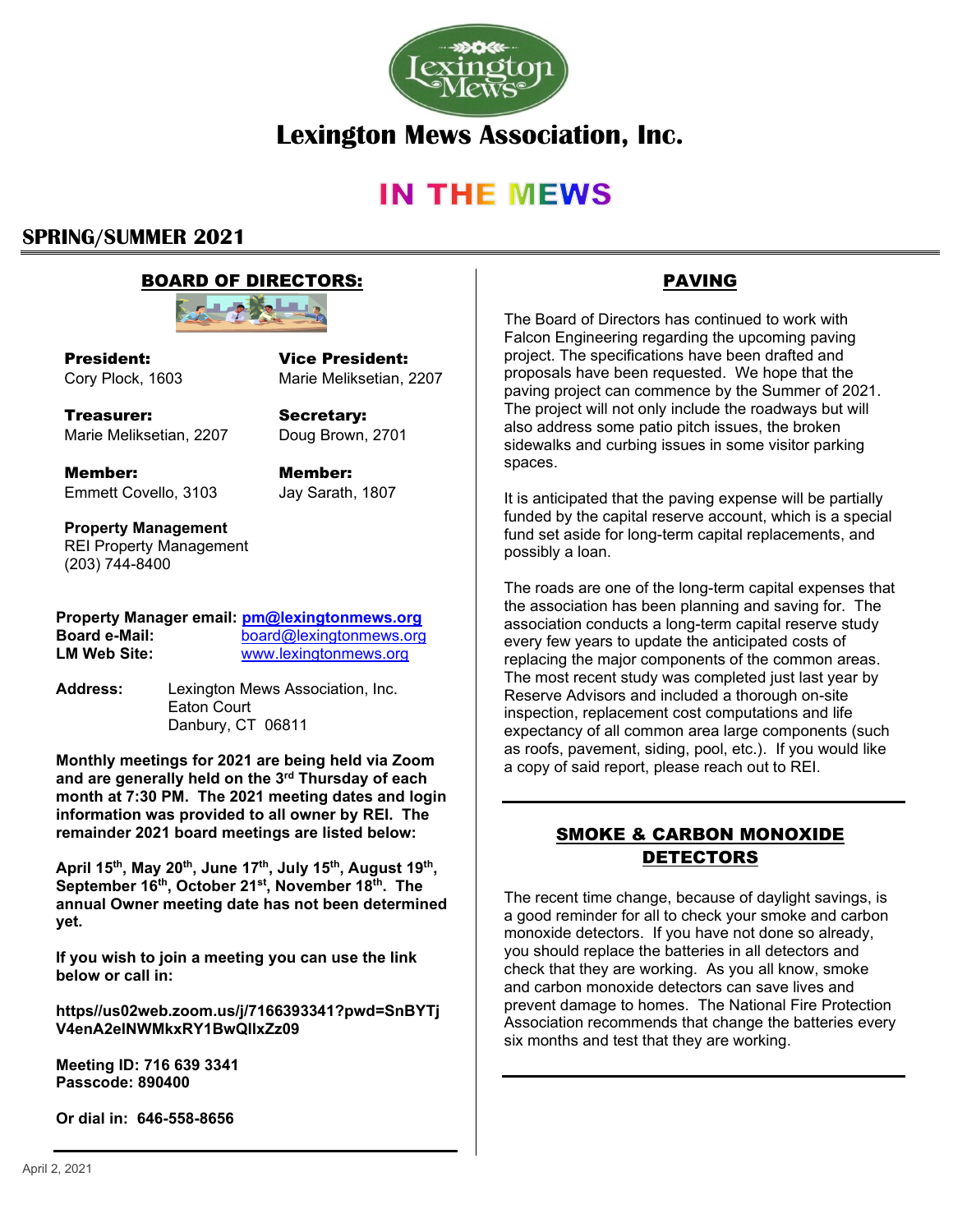# Lexington Mews Association, Inc.

# IN THE MEWS

## SPRING/SUMMER 2021

### BOARD OF DIRECTORS:

**President:**
Cory Plock, 1603

**Vice President:**
Marie Meliksetian, 2207

**Treasurer:**
Marie Meliksetian, 2207

**Secretary:**
Doug Brown, 2701

**Member:**
Emmett Covello, 3103

**Member:**
Jay Sarath, 1807

**Property Management**
REI Property Management
(203) 744-8400

**Property Manager email:** **pm@lexingtonmews.org**
**Board e-Mail:** board@lexingtonmews.org
**LM Web Site:** www.lexingtonmews.org

**Address:** Lexington Mews Association, Inc.
Eaton Court
Danbury, CT 06811

**Monthly meetings for 2021 are being held via Zoom and are generally held on the 3rd Thursday of each month at 7:30 PM. The 2021 meeting dates and login information was provided to all owner by REI. The remainder 2021 board meetings are listed below:**

**April 15th, May 20th, June 17th, July 15th, August 19th, September 16th, October 21st, November 18th. The annual Owner meeting date has not been determined yet.**

**If you wish to join a meeting you can use the link below or call in:**

**https//us02web.zoom.us/j/7166393341?pwd=SnBYTjV4enA2elNWMkxRY1BwQllxZz09**

**Meeting ID: 716 639 3341**
**Passcode: 890400**

**Or dial in: 646-558-8656**

### PAVING

The Board of Directors has continued to work with Falcon Engineering regarding the upcoming paving project. The specifications have been drafted and proposals have been requested. We hope that the paving project can commence by the Summer of 2021. The project will not only include the roadways but will also address some patio pitch issues, the broken sidewalks and curbing issues in some visitor parking spaces.

It is anticipated that the paving expense will be partially funded by the capital reserve account, which is a special fund set aside for long-term capital replacements, and possibly a loan.

The roads are one of the long-term capital expenses that the association has been planning and saving for. The association conducts a long-term capital reserve study every few years to update the anticipated costs of replacing the major components of the common areas. The most recent study was completed just last year by Reserve Advisors and included a thorough on-site inspection, replacement cost computations and life expectancy of all common area large components (such as roofs, pavement, siding, pool, etc.). If you would like a copy of said report, please reach out to REI.

### SMOKE & CARBON MONOXIDE DETECTORS

The recent time change, because of daylight savings, is a good reminder for all to check your smoke and carbon monoxide detectors. If you have not done so already, you should replace the batteries in all detectors and check that they are working. As you all know, smoke and carbon monoxide detectors can save lives and prevent damage to homes. The National Fire Protection Association recommends that change the batteries every six months and test that they are working.

April 2, 2021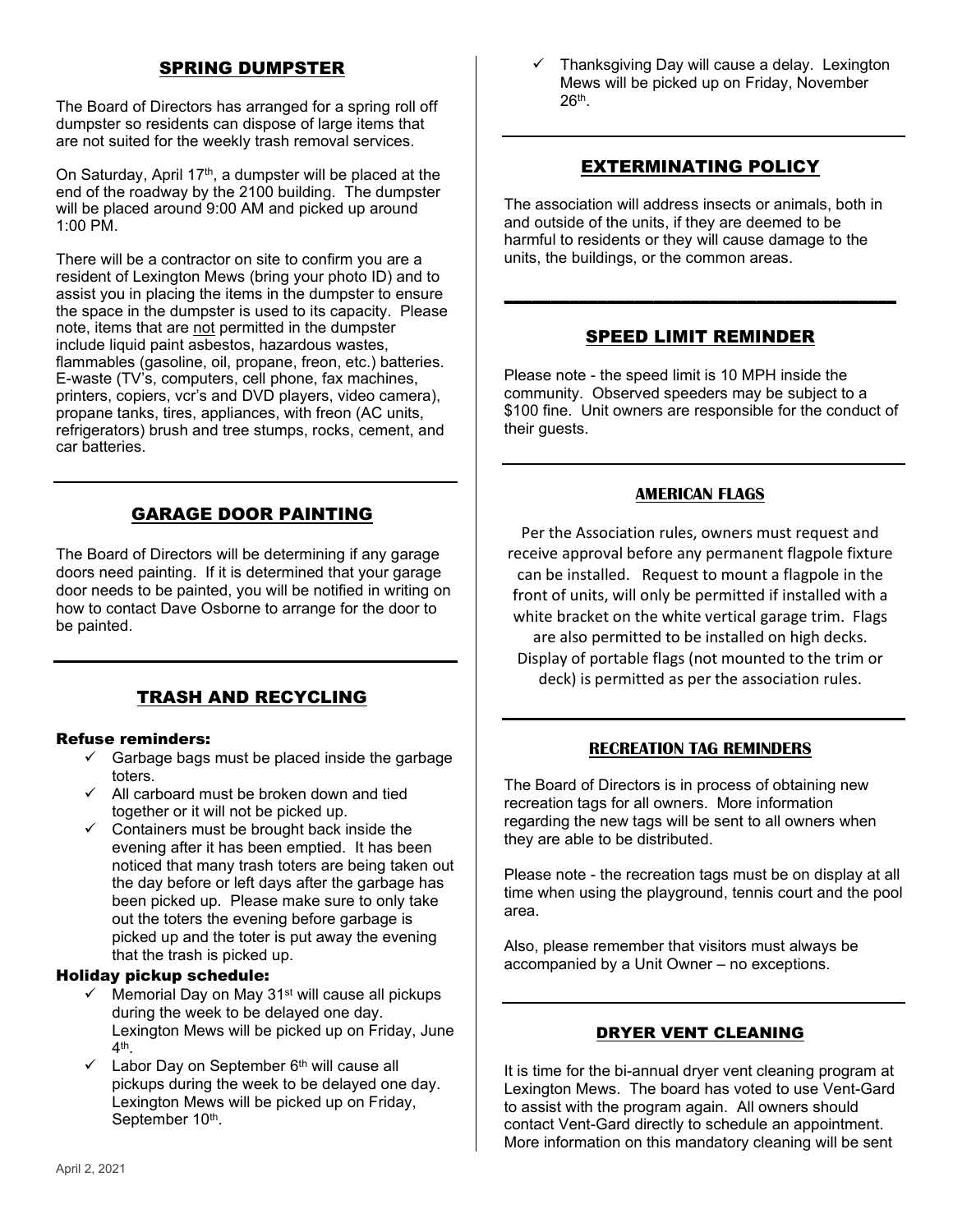## SPRING DUMPSTER

The Board of Directors has arranged for a spring roll off dumpster so residents can dispose of large items that are not suited for the weekly trash removal services.

On Saturday, April 17th, a dumpster will be placed at the end of the roadway by the 2100 building. The dumpster will be placed around 9:00 AM and picked up around 1:00 PM.

There will be a contractor on site to confirm you are a resident of Lexington Mews (bring your photo ID) and to assist you in placing the items in the dumpster to ensure the space in the dumpster is used to its capacity. Please note, items that are not permitted in the dumpster include liquid paint asbestos, hazardous wastes, flammables (gasoline, oil, propane, freon, etc.) batteries. E-waste (TV's, computers, cell phone, fax machines, printers, copiers, vcr's and DVD players, video camera), propane tanks, tires, appliances, with freon (AC units, refrigerators) brush and tree stumps, rocks, cement, and car batteries.

---

## GARAGE DOOR PAINTING

The Board of Directors will be determining if any garage doors need painting. If it is determined that your garage door needs to be painted, you will be notified in writing on how to contact Dave Osborne to arrange for the door to be painted.

---

## TRASH AND RECYCLING

**Refuse reminders:**

- ✓ Garbage bags must be placed inside the garbage toters.
- ✓ All carboard must be broken down and tied together or it will not be picked up.
- ✓ Containers must be brought back inside the evening after it has been emptied. It has been noticed that many trash toters are being taken out the day before or left days after the garbage has been picked up. Please make sure to only take out the toters the evening before garbage is picked up and the toter is put away the evening that the trash is picked up.

**Holiday pickup schedule:**

- ✓ Memorial Day on May 31st will cause all pickups during the week to be delayed one day. Lexington Mews will be picked up on Friday, June 4th.
- ✓ Labor Day on September 6th will cause all pickups during the week to be delayed one day. Lexington Mews will be picked up on Friday, September 10th.
- ✓ Thanksgiving Day will cause a delay. Lexington Mews will be picked up on Friday, November 26th.

---

## EXTERMINATING POLICY

The association will address insects or animals, both in and outside of the units, if they are deemed to be harmful to residents or they will cause damage to the units, the buildings, or the common areas.

---

## SPEED LIMIT REMINDER

Please note - the speed limit is 10 MPH inside the community. Observed speeders may be subject to a $100 fine. Unit owners are responsible for the conduct of their guests.

---

## AMERICAN FLAGS

Per the Association rules, owners must request and receive approval before any permanent flagpole fixture can be installed. Request to mount a flagpole in the front of units, will only be permitted if installed with a white bracket on the white vertical garage trim. Flags are also permitted to be installed on high decks. Display of portable flags (not mounted to the trim or deck) is permitted as per the association rules.

---

## RECREATION TAG REMINDERS

The Board of Directors is in process of obtaining new recreation tags for all owners. More information regarding the new tags will be sent to all owners when they are able to be distributed.

Please note - the recreation tags must be on display at all time when using the playground, tennis court and the pool area.

Also, please remember that visitors must always be accompanied by a Unit Owner – no exceptions.

---

## DRYER VENT CLEANING

It is time for the bi-annual dryer vent cleaning program at Lexington Mews. The board has voted to use Vent-Gard to assist with the program again. All owners should contact Vent-Gard directly to schedule an appointment. More information on this mandatory cleaning will be sent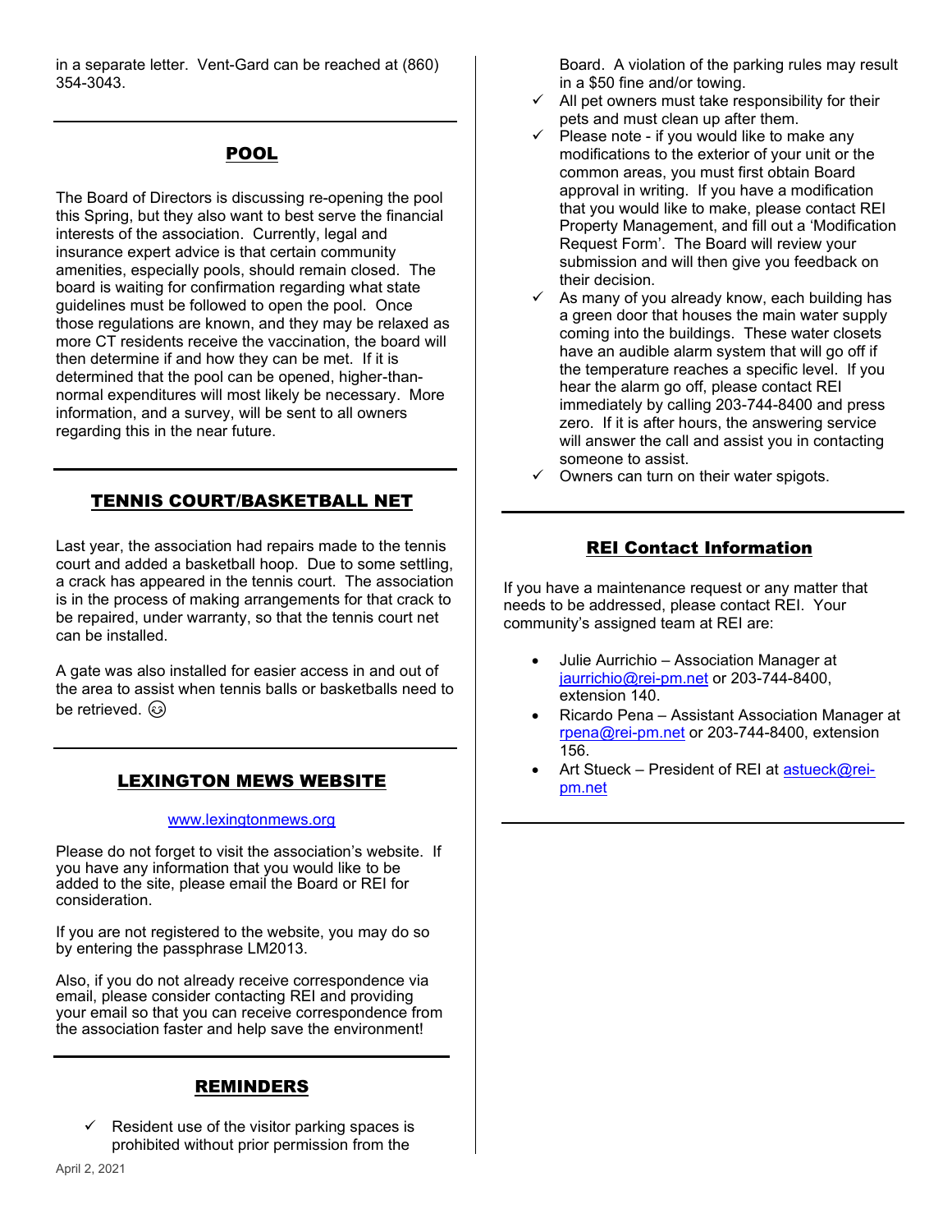in a separate letter. Vent-Gard can be reached at (860) 354-3043.

## POOL

The Board of Directors is discussing re-opening the pool this Spring, but they also want to best serve the financial interests of the association. Currently, legal and insurance expert advice is that certain community amenities, especially pools, should remain closed. The board is waiting for confirmation regarding what state guidelines must be followed to open the pool. Once those regulations are known, and they may be relaxed as more CT residents receive the vaccination, the board will then determine if and how they can be met. If it is determined that the pool can be opened, higher-than-normal expenditures will most likely be necessary. More information, and a survey, will be sent to all owners regarding this in the near future.

## TENNIS COURT/BASKETBALL NET

Last year, the association had repairs made to the tennis court and added a basketball hoop. Due to some settling, a crack has appeared in the tennis court. The association is in the process of making arrangements for that crack to be repaired, under warranty, so that the tennis court net can be installed.

A gate was also installed for easier access in and out of the area to assist when tennis balls or basketballs need to be retrieved. 😉

## LEXINGTON MEWS WEBSITE

www.lexingtonmews.org

Please do not forget to visit the association's website. If you have any information that you would like to be added to the site, please email the Board or REI for consideration.

If you are not registered to the website, you may do so by entering the passphrase LM2013.

Also, if you do not already receive correspondence via email, please consider contacting REI and providing your email so that you can receive correspondence from the association faster and help save the environment!

## REMINDERS

- ✓ Resident use of the visitor parking spaces is prohibited without prior permission from the Board. A violation of the parking rules may result in a $50 fine and/or towing.
- ✓ All pet owners must take responsibility for their pets and must clean up after them.
- ✓ Please note - if you would like to make any modifications to the exterior of your unit or the common areas, you must first obtain Board approval in writing. If you have a modification that you would like to make, please contact REI Property Management, and fill out a 'Modification Request Form'. The Board will review your submission and will then give you feedback on their decision.
- ✓ As many of you already know, each building has a green door that houses the main water supply coming into the buildings. These water closets have an audible alarm system that will go off if the temperature reaches a specific level. If you hear the alarm go off, please contact REI immediately by calling 203-744-8400 and press zero. If it is after hours, the answering service will answer the call and assist you in contacting someone to assist.
- ✓ Owners can turn on their water spigots.

## REI Contact Information

If you have a maintenance request or any matter that needs to be addressed, please contact REI. Your community's assigned team at REI are:

- Julie Aurrichio – Association Manager at jaurrichio@rei-pm.net or 203-744-8400, extension 140.
- Ricardo Pena – Assistant Association Manager at rpena@rei-pm.net or 203-744-8400, extension 156.
- Art Stueck – President of REI at astueck@rei-pm.net